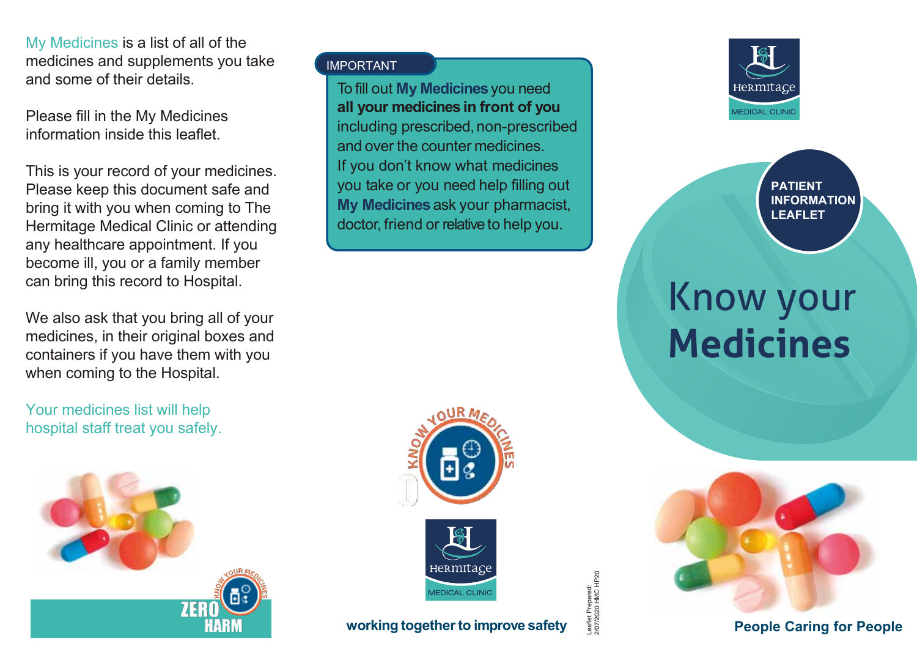My Medicines is a list of all of the medicines and supplements you take and some of their details.

Please fill in the My Medicines information inside this leaflet.

This is your record of your medicines. Please keep this document safe and bring it with you when coming to The Hermitage Medical Clinic or attending any healthcare appointment. If you become ill, you or a family member can bring this record to Hospital.

We also ask that you bring all of your medicines, in their original boxes and containers if you have them with you when coming to the Hospital.

Your medicines list will help hospital staff treat you safely.

ZERO HARM

**IMPORTANT**

To fill out **My Medicines** you need **all your medicines in front of you** including prescribed, non-prescribed and over the counter medicines. If you don't know what medicines you take or you need help filling out **My Medicines** ask your pharmacist, doctor, friend or relative to help you.

KNOW YOUR MEDICINES

Hermitage MEDICAL CLINIC

**working together to improve safety**

Leaflet Prepared: 2/07/2020 HMC HP20

Hermitage MEDICAL CLINIC

**PATIENT INFORMATION LEAFLET**

# Know your **Medicines**

**People Caring for People**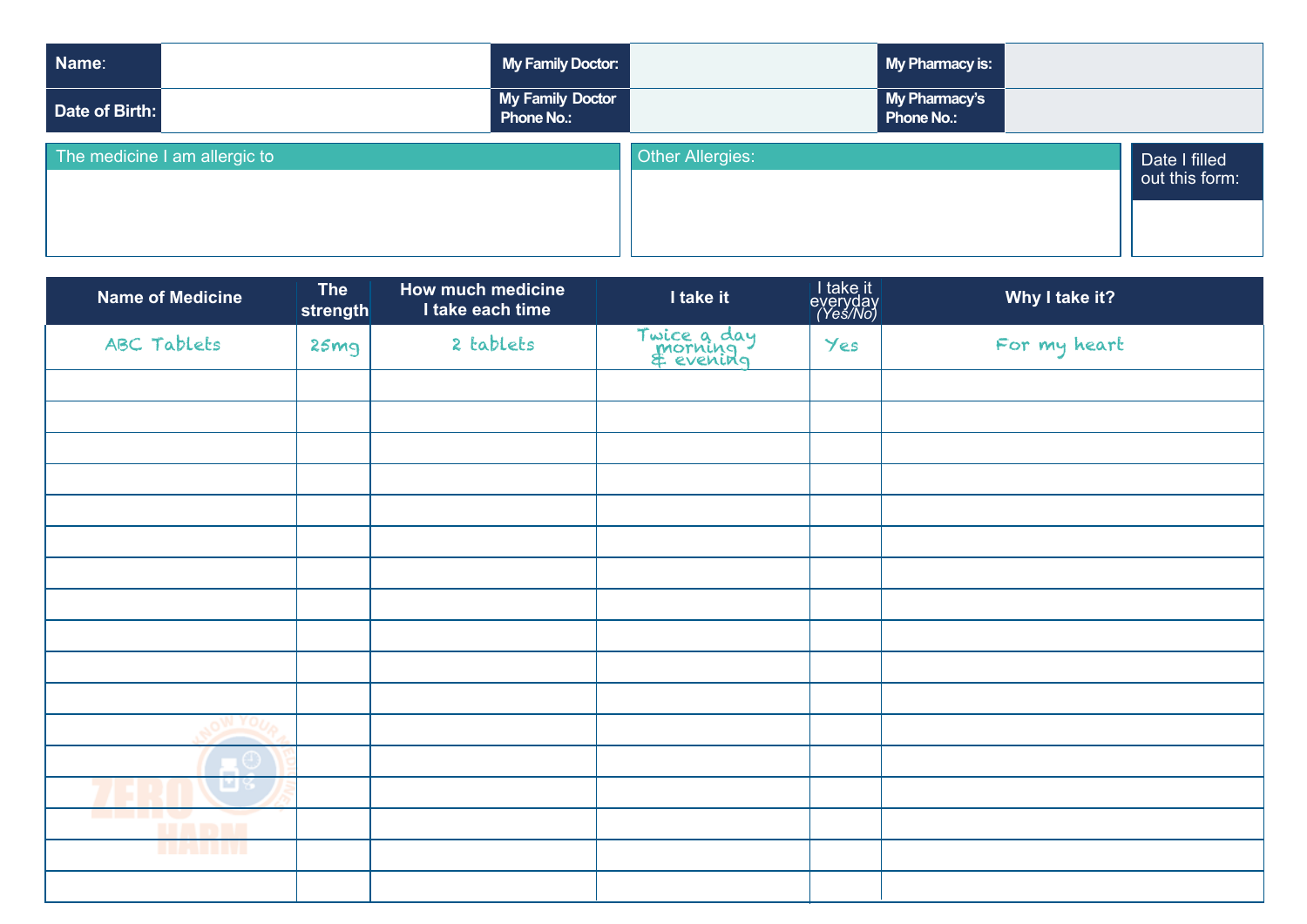| | | | | | |
|---|---|---|---|---|---|
| **Name:** | | **My Family Doctor:** | | **My Pharmacy is:** | |
| **Date of Birth:** | | **My Family Doctor Phone No.:** | | **My Pharmacy's Phone No.:** | |

| The medicine I am allergic to | Other Allergies: | Date I filled out this form: |
|---|---|---|
| | | |

| Name of Medicine | The strength | How much medicine I take each time | I take it | I take it everyday *(Yes/No)* | Why I take it? |
|---|---|---|---|---|---|
| ABC Tablets | 25mg | 2 tablets | Twice a day morning & evening | Yes | For my heart |
| | | | | | |
| | | | | | |
| | | | | | |
| | | | | | |
| | | | | | |
| | | | | | |
| | | | | | |
| | | | | | |
| | | | | | |
| | | | | | |
| | | | | | |
| | | | | | |
| | | | | | |
| | | | | | |
| | | | | | |
| | | | | | |
| | | | | | |

ZERO HARM
KNOW YOUR MEDICINES